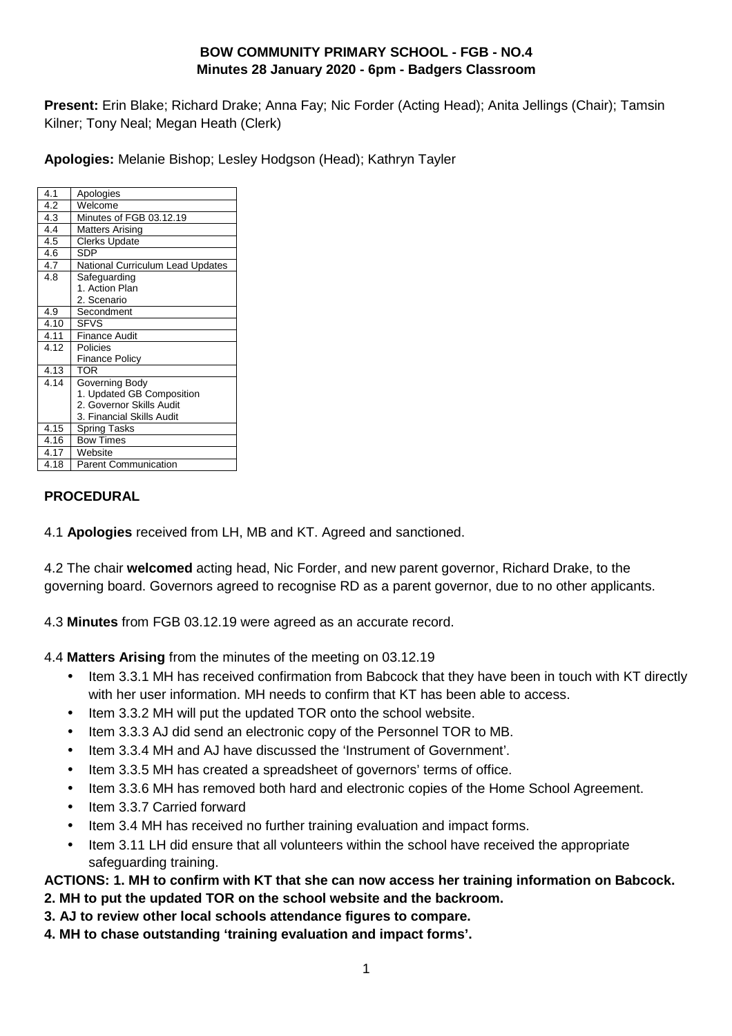**BOW COMMUNITY PRIMARY SCHOOL - FGB - NO.4**
**Minutes 28 January 2020 - 6pm - Badgers Classroom**

**Present:** Erin Blake; Richard Drake; Anna Fay; Nic Forder (Acting Head); Anita Jellings (Chair); Tamsin Kilner; Tony Neal; Megan Heath (Clerk)

**Apologies:** Melanie Bishop; Lesley Hodgson (Head); Kathryn Tayler

| | |
|---|---|
| 4.1 | Apologies |
| 4.2 | Welcome |
| 4.3 | Minutes of FGB 03.12.19 |
| 4.4 | Matters Arising |
| 4.5 | Clerks Update |
| 4.6 | SDP |
| 4.7 | National Curriculum Lead Updates |
| 4.8 | Safeguarding<br>1. Action Plan<br>2. Scenario |
| 4.9 | Secondment |
| 4.10 | SFVS |
| 4.11 | Finance Audit |
| 4.12 | Policies<br>Finance Policy |
| 4.13 | TOR |
| 4.14 | Governing Body<br>1. Updated GB Composition<br>2. Governor Skills Audit<br>3. Financial Skills Audit |
| 4.15 | Spring Tasks |
| 4.16 | Bow Times |
| 4.17 | Website |
| 4.18 | Parent Communication |

**PROCEDURAL**

4.1 **Apologies** received from LH, MB and KT. Agreed and sanctioned.

4.2 The chair **welcomed** acting head, Nic Forder, and new parent governor, Richard Drake, to the governing board. Governors agreed to recognise RD as a parent governor, due to no other applicants.

4.3 **Minutes** from FGB 03.12.19 were agreed as an accurate record.

4.4 **Matters Arising** from the minutes of the meeting on 03.12.19

- Item 3.3.1 MH has received confirmation from Babcock that they have been in touch with KT directly with her user information. MH needs to confirm that KT has been able to access.
- Item 3.3.2 MH will put the updated TOR onto the school website.
- Item 3.3.3 AJ did send an electronic copy of the Personnel TOR to MB.
- Item 3.3.4 MH and AJ have discussed the 'Instrument of Government'.
- Item 3.3.5 MH has created a spreadsheet of governors' terms of office.
- Item 3.3.6 MH has removed both hard and electronic copies of the Home School Agreement.
- Item 3.3.7 Carried forward
- Item 3.4 MH has received no further training evaluation and impact forms.
- Item 3.11 LH did ensure that all volunteers within the school have received the appropriate safeguarding training.

**ACTIONS: 1. MH to confirm with KT that she can now access her training information on Babcock.**
**2. MH to put the updated TOR on the school website and the backroom.**
**3. AJ to review other local schools attendance figures to compare.**
**4. MH to chase outstanding 'training evaluation and impact forms'.**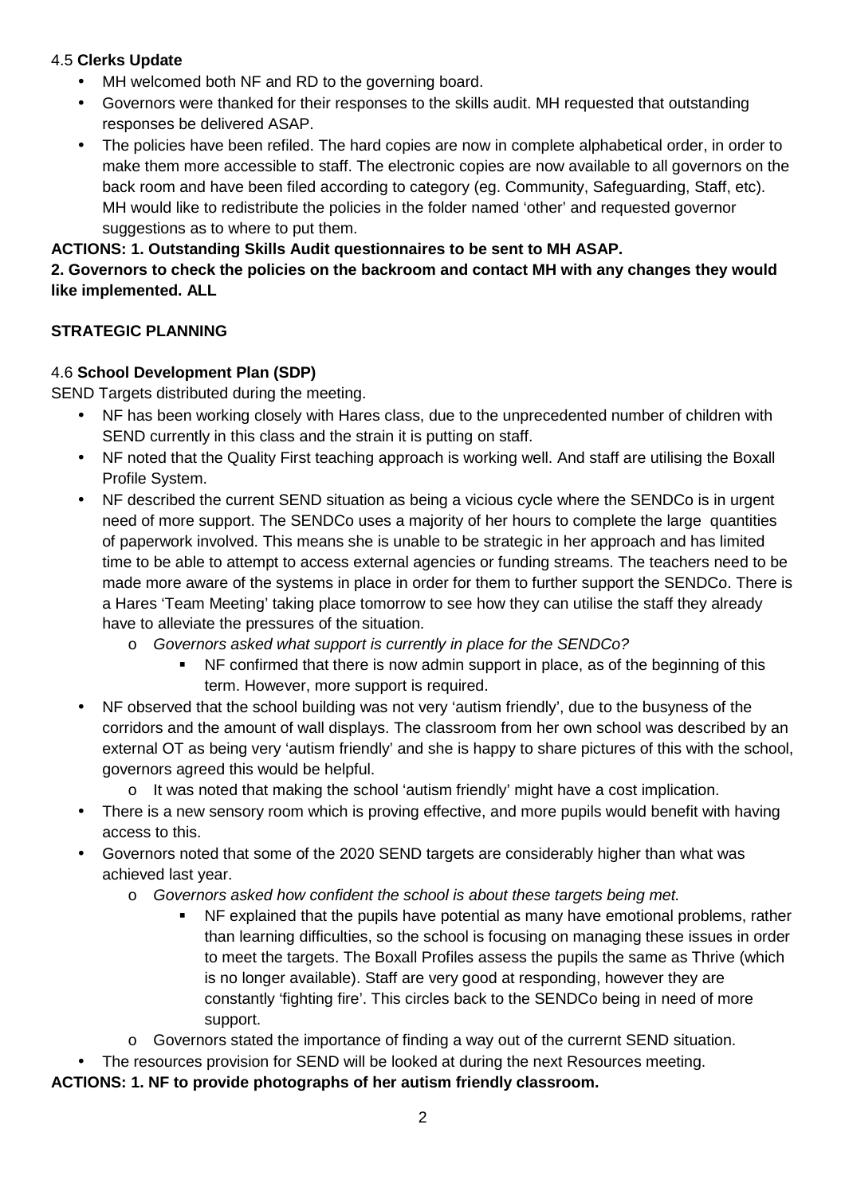4.5 **Clerks Update**

- MH welcomed both NF and RD to the governing board.
- Governors were thanked for their responses to the skills audit. MH requested that outstanding responses be delivered ASAP.
- The policies have been refiled. The hard copies are now in complete alphabetical order, in order to make them more accessible to staff. The electronic copies are now available to all governors on the back room and have been filed according to category (eg. Community, Safeguarding, Staff, etc). MH would like to redistribute the policies in the folder named 'other' and requested governor suggestions as to where to put them.

**ACTIONS: 1. Outstanding Skills Audit questionnaires to be sent to MH ASAP.**
**2. Governors to check the policies on the backroom and contact MH with any changes they would like implemented. ALL**

**STRATEGIC PLANNING**

4.6 **School Development Plan (SDP)**

SEND Targets distributed during the meeting.

- NF has been working closely with Hares class, due to the unprecedented number of children with SEND currently in this class and the strain it is putting on staff.
- NF noted that the Quality First teaching approach is working well. And staff are utilising the Boxall Profile System.
- NF described the current SEND situation as being a vicious cycle where the SENDCo is in urgent need of more support. The SENDCo uses a majority of her hours to complete the large quantities of paperwork involved. This means she is unable to be strategic in her approach and has limited time to be able to attempt to access external agencies or funding streams. The teachers need to be made more aware of the systems in place in order for them to further support the SENDCo. There is a Hares 'Team Meeting' taking place tomorrow to see how they can utilise the staff they already have to alleviate the pressures of the situation.
  - *Governors asked what support is currently in place for the SENDCo?*
    - NF confirmed that there is now admin support in place, as of the beginning of this term. However, more support is required.
- NF observed that the school building was not very 'autism friendly', due to the busyness of the corridors and the amount of wall displays. The classroom from her own school was described by an external OT as being very 'autism friendly' and she is happy to share pictures of this with the school, governors agreed this would be helpful.
  - It was noted that making the school 'autism friendly' might have a cost implication.
- There is a new sensory room which is proving effective, and more pupils would benefit with having access to this.
- Governors noted that some of the 2020 SEND targets are considerably higher than what was achieved last year.
  - *Governors asked how confident the school is about these targets being met.*
    - NF explained that the pupils have potential as many have emotional problems, rather than learning difficulties, so the school is focusing on managing these issues in order to meet the targets. The Boxall Profiles assess the pupils the same as Thrive (which is no longer available). Staff are very good at responding, however they are constantly 'fighting fire'. This circles back to the SENDCo being in need of more support.
  - Governors stated the importance of finding a way out of the currernt SEND situation.
- The resources provision for SEND will be looked at during the next Resources meeting.

**ACTIONS: 1. NF to provide photographs of her autism friendly classroom.**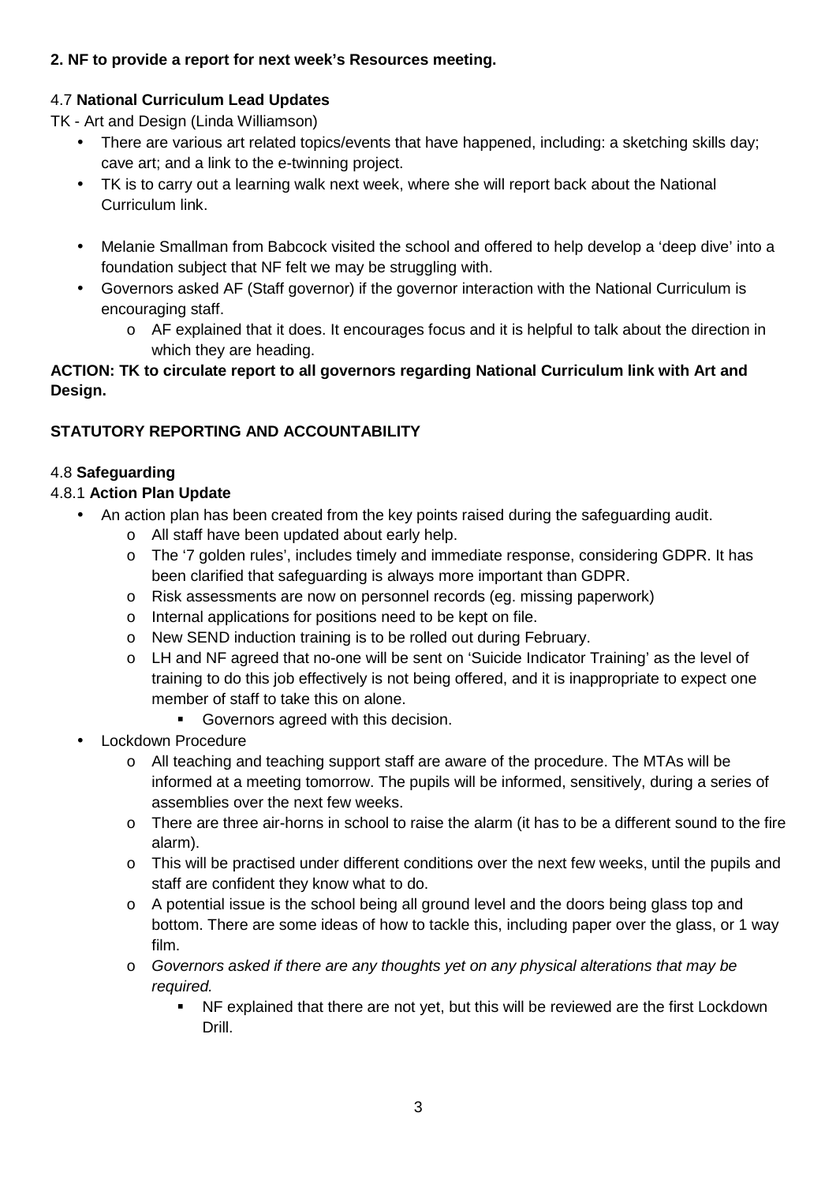**2. NF to provide a report for next week's Resources meeting.**

4.7 **National Curriculum Lead Updates**

TK - Art and Design (Linda Williamson)

- There are various art related topics/events that have happened, including: a sketching skills day; cave art; and a link to the e-twinning project.
- TK is to carry out a learning walk next week, where she will report back about the National Curriculum link.

- Melanie Smallman from Babcock visited the school and offered to help develop a 'deep dive' into a foundation subject that NF felt we may be struggling with.
- Governors asked AF (Staff governor) if the governor interaction with the National Curriculum is encouraging staff.
  - AF explained that it does. It encourages focus and it is helpful to talk about the direction in which they are heading.

**ACTION: TK to circulate report to all governors regarding National Curriculum link with Art and Design.**

**STATUTORY REPORTING AND ACCOUNTABILITY**

4.8 **Safeguarding**

4.8.1 **Action Plan Update**

- An action plan has been created from the key points raised during the safeguarding audit.
  - All staff have been updated about early help.
  - The '7 golden rules', includes timely and immediate response, considering GDPR. It has been clarified that safeguarding is always more important than GDPR.
  - Risk assessments are now on personnel records (eg. missing paperwork)
  - Internal applications for positions need to be kept on file.
  - New SEND induction training is to be rolled out during February.
  - LH and NF agreed that no-one will be sent on 'Suicide Indicator Training' as the level of training to do this job effectively is not being offered, and it is inappropriate to expect one member of staff to take this on alone.
    - Governors agreed with this decision.
- Lockdown Procedure
  - All teaching and teaching support staff are aware of the procedure. The MTAs will be informed at a meeting tomorrow. The pupils will be informed, sensitively, during a series of assemblies over the next few weeks.
  - There are three air-horns in school to raise the alarm (it has to be a different sound to the fire alarm).
  - This will be practised under different conditions over the next few weeks, until the pupils and staff are confident they know what to do.
  - A potential issue is the school being all ground level and the doors being glass top and bottom. There are some ideas of how to tackle this, including paper over the glass, or 1 way film.
  - *Governors asked if there are any thoughts yet on any physical alterations that may be required.*
    - NF explained that there are not yet, but this will be reviewed are the first Lockdown Drill.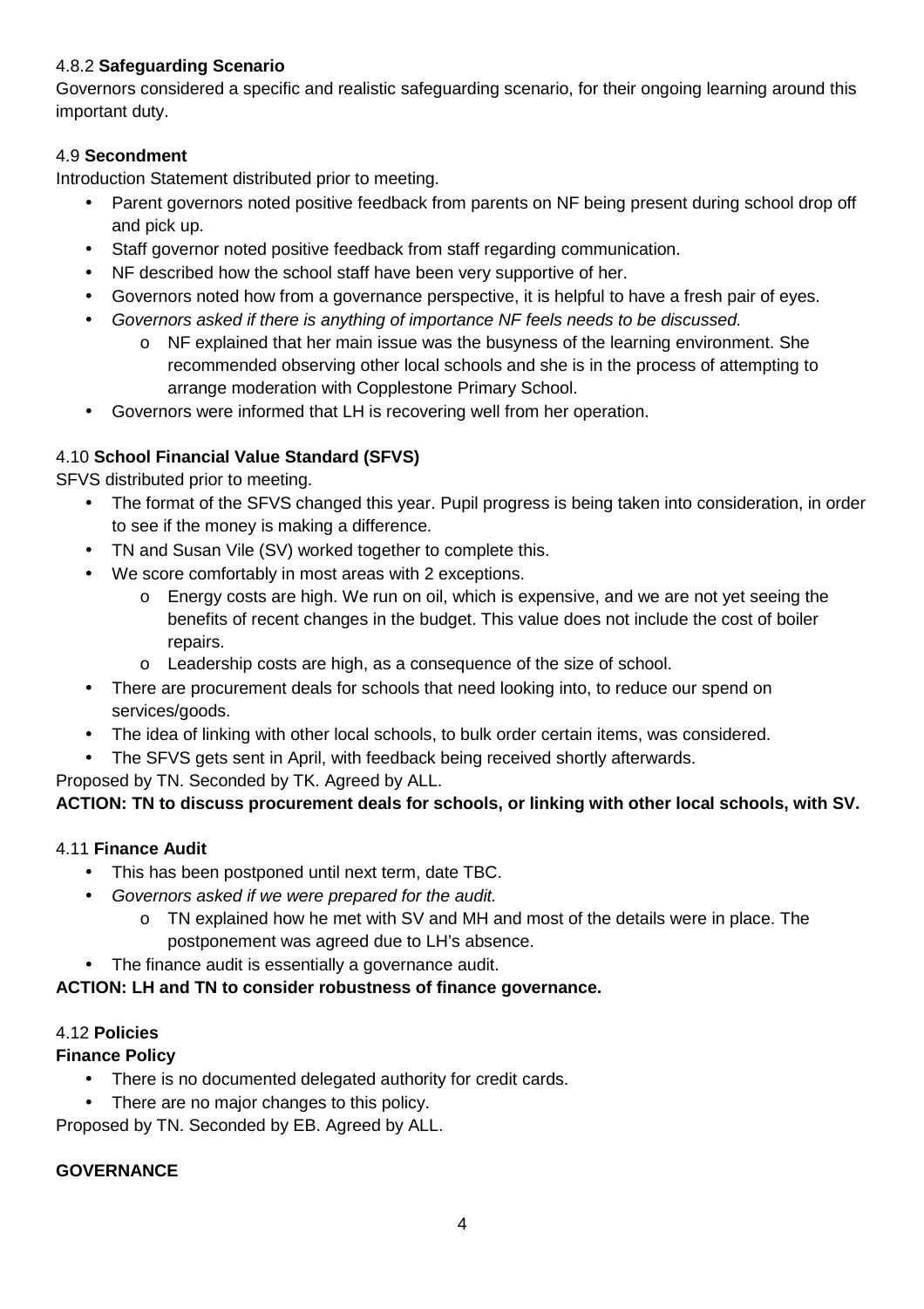4.8.2 **Safeguarding Scenario**

Governors considered a specific and realistic safeguarding scenario, for their ongoing learning around this important duty.

4.9 **Secondment**

Introduction Statement distributed prior to meeting.

- Parent governors noted positive feedback from parents on NF being present during school drop off and pick up.
- Staff governor noted positive feedback from staff regarding communication.
- NF described how the school staff have been very supportive of her.
- Governors noted how from a governance perspective, it is helpful to have a fresh pair of eyes.
- *Governors asked if there is anything of importance NF feels needs to be discussed.*
    - NF explained that her main issue was the busyness of the learning environment. She recommended observing other local schools and she is in the process of attempting to arrange moderation with Copplestone Primary School.
- Governors were informed that LH is recovering well from her operation.

4.10 **School Financial Value Standard (SFVS)**

SFVS distributed prior to meeting.

- The format of the SFVS changed this year. Pupil progress is being taken into consideration, in order to see if the money is making a difference.
- TN and Susan Vile (SV) worked together to complete this.
- We score comfortably in most areas with 2 exceptions.
    - Energy costs are high. We run on oil, which is expensive, and we are not yet seeing the benefits of recent changes in the budget. This value does not include the cost of boiler repairs.
    - Leadership costs are high, as a consequence of the size of school.
- There are procurement deals for schools that need looking into, to reduce our spend on services/goods.
- The idea of linking with other local schools, to bulk order certain items, was considered.
- The SFVS gets sent in April, with feedback being received shortly afterwards.

Proposed by TN. Seconded by TK. Agreed by ALL.

**ACTION: TN to discuss procurement deals for schools, or linking with other local schools, with SV.**

4.11 **Finance Audit**

- This has been postponed until next term, date TBC.
- *Governors asked if we were prepared for the audit.*
    - TN explained how he met with SV and MH and most of the details were in place. The postponement was agreed due to LH's absence.
- The finance audit is essentially a governance audit.

**ACTION: LH and TN to consider robustness of finance governance.**

4.12 **Policies**

**Finance Policy**

- There is no documented delegated authority for credit cards.
- There are no major changes to this policy.

Proposed by TN. Seconded by EB. Agreed by ALL.

**GOVERNANCE**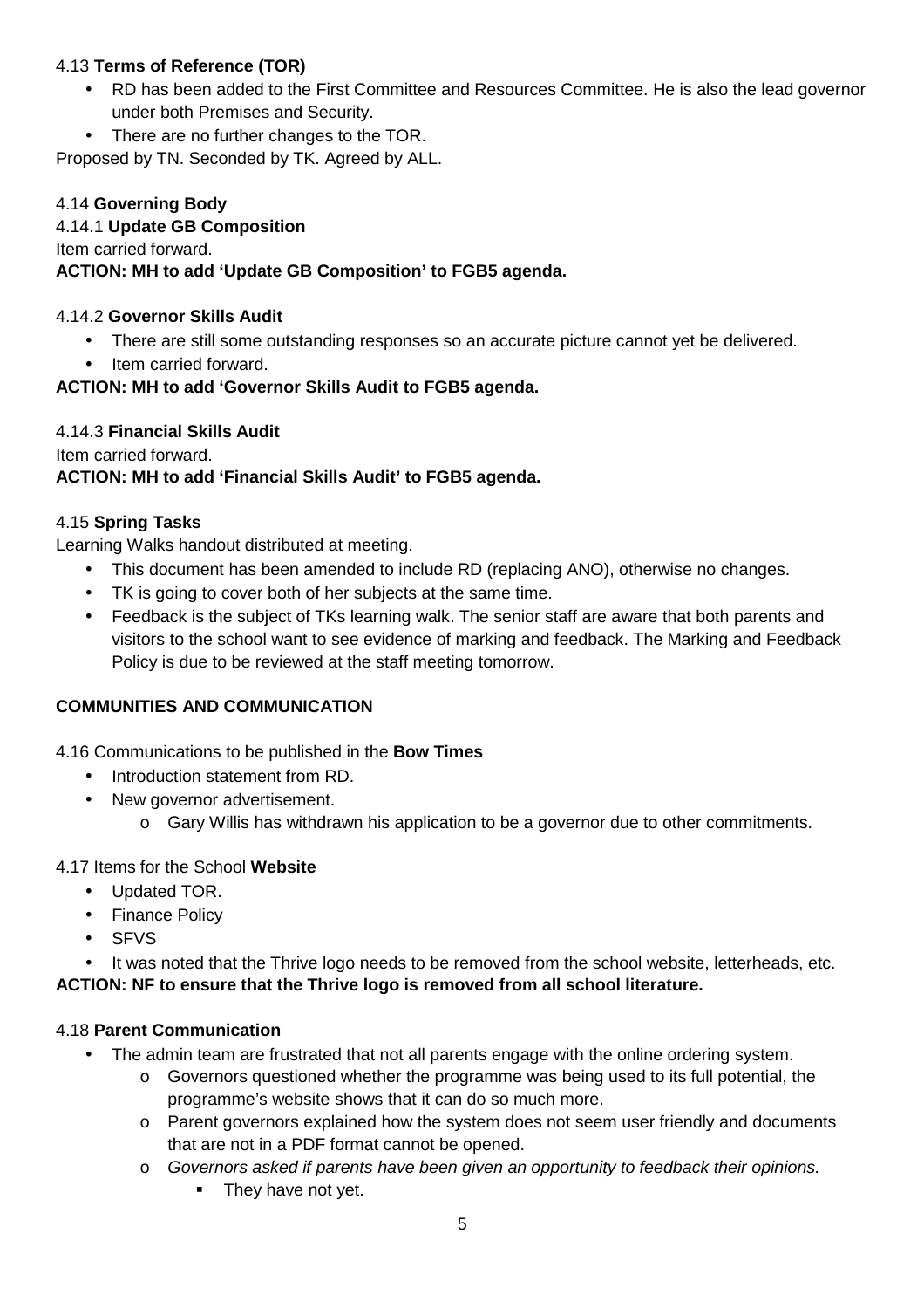4.13 **Terms of Reference (TOR)**

- RD has been added to the First Committee and Resources Committee. He is also the lead governor under both Premises and Security.
- There are no further changes to the TOR.

Proposed by TN. Seconded by TK. Agreed by ALL.

4.14 **Governing Body**

4.14.1 **Update GB Composition**

Item carried forward.

**ACTION: MH to add 'Update GB Composition' to FGB5 agenda.**

4.14.2 **Governor Skills Audit**

- There are still some outstanding responses so an accurate picture cannot yet be delivered.
- Item carried forward.

**ACTION: MH to add 'Governor Skills Audit to FGB5 agenda.**

4.14.3 **Financial Skills Audit**

Item carried forward.

**ACTION: MH to add 'Financial Skills Audit' to FGB5 agenda.**

4.15 **Spring Tasks**

Learning Walks handout distributed at meeting.

- This document has been amended to include RD (replacing ANO), otherwise no changes.
- TK is going to cover both of her subjects at the same time.
- Feedback is the subject of TKs learning walk. The senior staff are aware that both parents and visitors to the school want to see evidence of marking and feedback. The Marking and Feedback Policy is due to be reviewed at the staff meeting tomorrow.

**COMMUNITIES AND COMMUNICATION**

4.16 Communications to be published in the **Bow Times**

- Introduction statement from RD.
- New governor advertisement.
  - Gary Willis has withdrawn his application to be a governor due to other commitments.

4.17 Items for the School **Website**

- Updated TOR.
- Finance Policy
- SFVS
- It was noted that the Thrive logo needs to be removed from the school website, letterheads, etc.

**ACTION: NF to ensure that the Thrive logo is removed from all school literature.**

4.18 **Parent Communication**

- The admin team are frustrated that not all parents engage with the online ordering system.
  - Governors questioned whether the programme was being used to its full potential, the programme's website shows that it can do so much more.
  - Parent governors explained how the system does not seem user friendly and documents that are not in a PDF format cannot be opened.
  - *Governors asked if parents have been given an opportunity to feedback their opinions.*
    - They have not yet.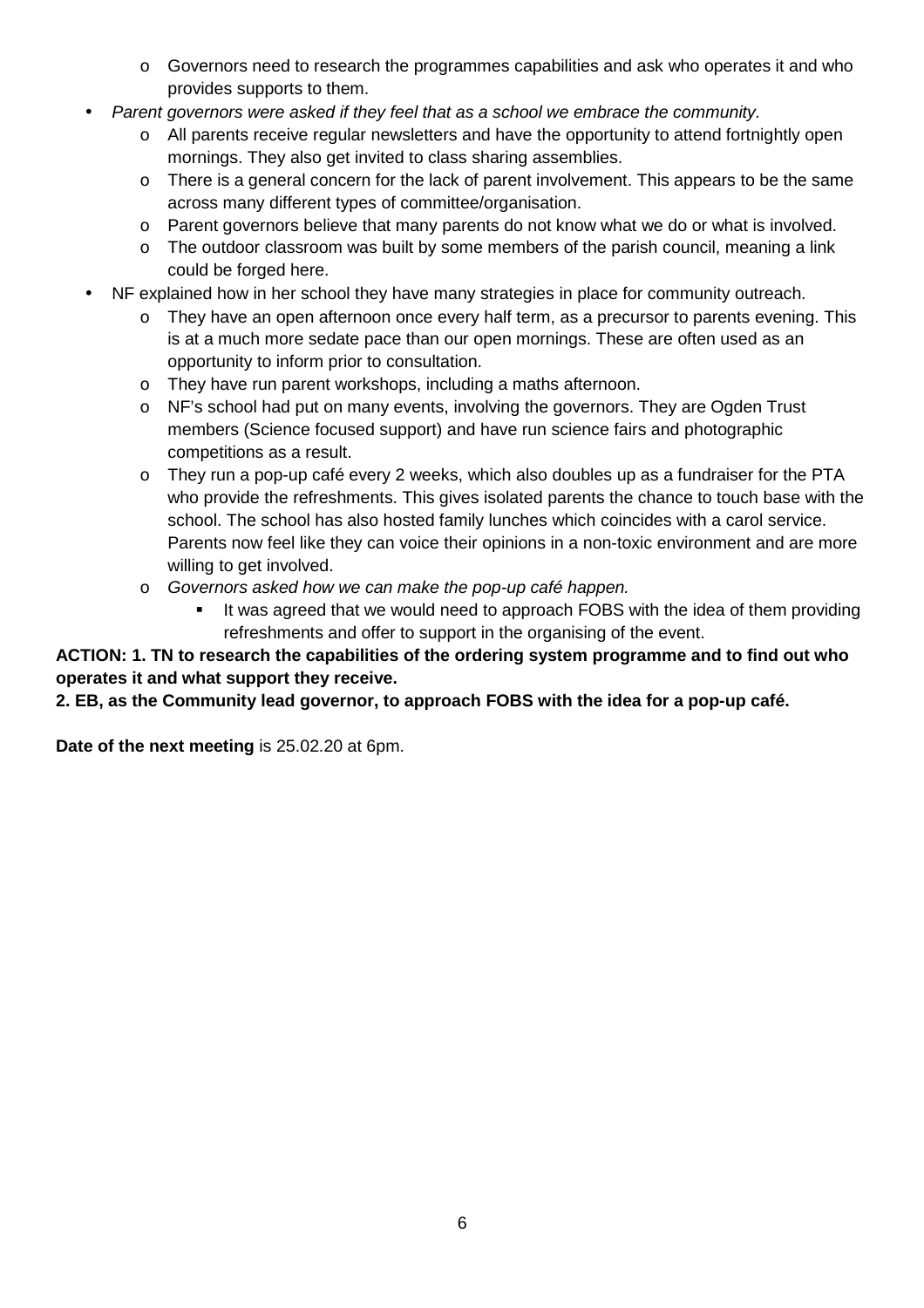- Governors need to research the programmes capabilities and ask who operates it and who provides supports to them.
- *Parent governors were asked if they feel that as a school we embrace the community.*
  - All parents receive regular newsletters and have the opportunity to attend fortnightly open mornings. They also get invited to class sharing assemblies.
  - There is a general concern for the lack of parent involvement. This appears to be the same across many different types of committee/organisation.
  - Parent governors believe that many parents do not know what we do or what is involved.
  - The outdoor classroom was built by some members of the parish council, meaning a link could be forged here.
- NF explained how in her school they have many strategies in place for community outreach.
  - They have an open afternoon once every half term, as a precursor to parents evening. This is at a much more sedate pace than our open mornings. These are often used as an opportunity to inform prior to consultation.
  - They have run parent workshops, including a maths afternoon.
  - NF's school had put on many events, involving the governors. They are Ogden Trust members (Science focused support) and have run science fairs and photographic competitions as a result.
  - They run a pop-up café every 2 weeks, which also doubles up as a fundraiser for the PTA who provide the refreshments. This gives isolated parents the chance to touch base with the school. The school has also hosted family lunches which coincides with a carol service. Parents now feel like they can voice their opinions in a non-toxic environment and are more willing to get involved.
  - *Governors asked how we can make the pop-up café happen.*
    - It was agreed that we would need to approach FOBS with the idea of them providing refreshments and offer to support in the organising of the event.

**ACTION: 1. TN to research the capabilities of the ordering system programme and to find out who operates it and what support they receive.**
**2. EB, as the Community lead governor, to approach FOBS with the idea for a pop-up café.**

**Date of the next meeting** is 25.02.20 at 6pm.